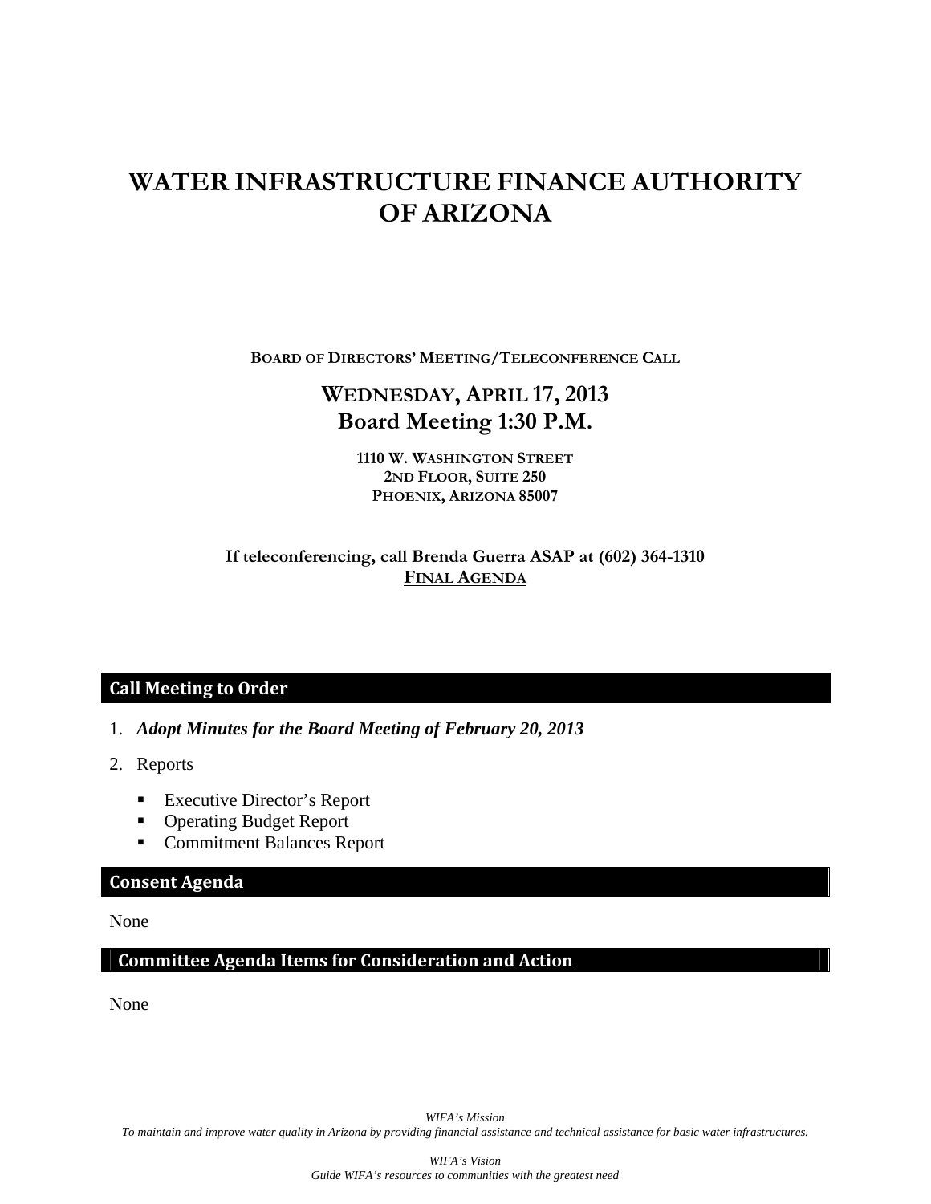# WATER INFRASTRUCTURE FINANCE AUTHORITY OF ARIZONA

**BOARD OF DIRECTORS' MEETING/TELECONFERENCE CALL**

## WEDNESDAY, APRIL 17, 2013
## Board Meeting 1:30 P.M.

**1110 W. WASHINGTON STREET**
**2ND FLOOR, SUITE 250**
**PHOENIX, ARIZONA 85007**

**If teleconferencing, call Brenda Guerra ASAP at (602) 364-1310**
**FINAL AGENDA**

## Call Meeting to Order

1. ***Adopt Minutes for the Board Meeting of February 20, 2013***
2. Reports
   - Executive Director's Report
   - Operating Budget Report
   - Commitment Balances Report

## Consent Agenda

None

## Committee Agenda Items for Consideration and Action

None

*WIFA's Mission*
*To maintain and improve water quality in Arizona by providing financial assistance and technical assistance for basic water infrastructures.*

*WIFA's Vision*
*Guide WIFA's resources to communities with the greatest need*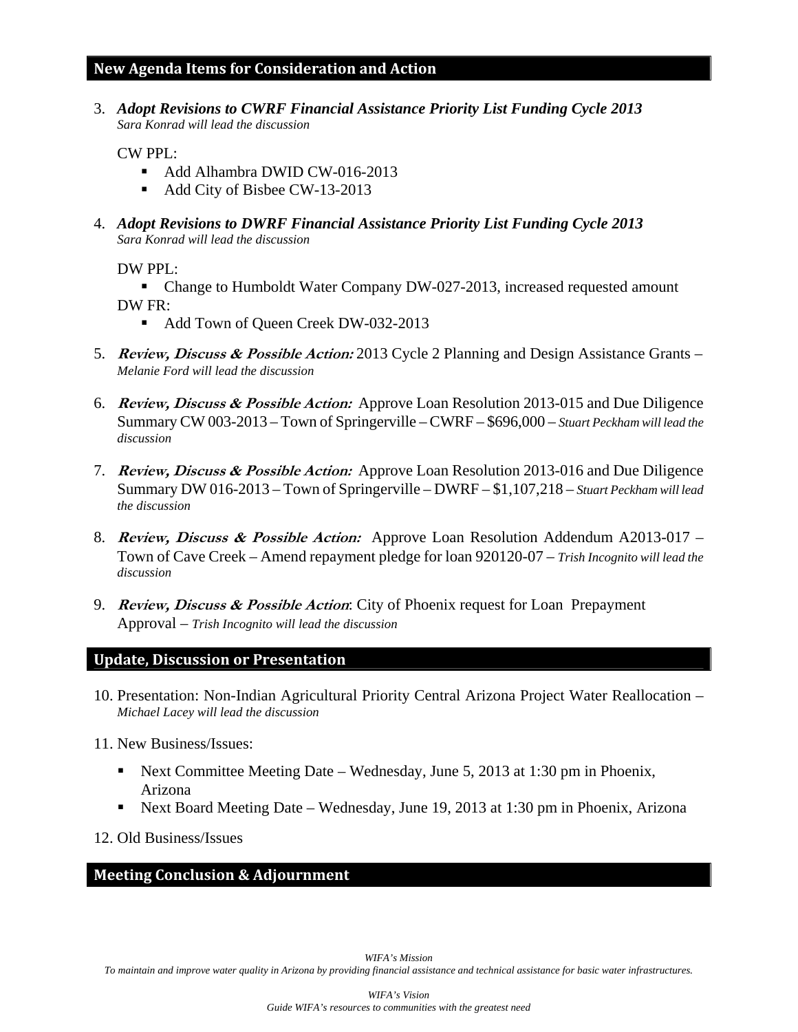## New Agenda Items for Consideration and Action

3. ***Adopt Revisions to CWRF Financial Assistance Priority List Funding Cycle 2013***
   *Sara Konrad will lead the discussion*

   CW PPL:
   - Add Alhambra DWID CW-016-2013
   - Add City of Bisbee CW-13-2013

4. ***Adopt Revisions to DWRF Financial Assistance Priority List Funding Cycle 2013***
   *Sara Konrad will lead the discussion*

   DW PPL:
   - Change to Humboldt Water Company DW-027-2013, increased requested amount

   DW FR:
   - Add Town of Queen Creek DW-032-2013

5. ***Review, Discuss & Possible Action:*** 2013 Cycle 2 Planning and Design Assistance Grants – *Melanie Ford will lead the discussion*

6. ***Review, Discuss & Possible Action:*** Approve Loan Resolution 2013-015 and Due Diligence Summary CW 003-2013 – Town of Springerville – CWRF – $696,000 – *Stuart Peckham will lead the discussion*

7. ***Review, Discuss & Possible Action:*** Approve Loan Resolution 2013-016 and Due Diligence Summary DW 016-2013 – Town of Springerville – DWRF – $1,107,218 – *Stuart Peckham will lead the discussion*

8. ***Review, Discuss & Possible Action:*** Approve Loan Resolution Addendum A2013-017 – Town of Cave Creek – Amend repayment pledge for loan 920120-07 – *Trish Incognito will lead the discussion*

9. ***Review, Discuss & Possible Action***: City of Phoenix request for Loan Prepayment Approval – *Trish Incognito will lead the discussion*

## Update, Discussion or Presentation

10. Presentation: Non-Indian Agricultural Priority Central Arizona Project Water Reallocation – *Michael Lacey will lead the discussion*

11. New Business/Issues:
    - Next Committee Meeting Date – Wednesday, June 5, 2013 at 1:30 pm in Phoenix, Arizona
    - Next Board Meeting Date – Wednesday, June 19, 2013 at 1:30 pm in Phoenix, Arizona

12. Old Business/Issues

## Meeting Conclusion & Adjournment

*WIFA's Mission*
*To maintain and improve water quality in Arizona by providing financial assistance and technical assistance for basic water infrastructures.*

*WIFA's Vision*
*Guide WIFA's resources to communities with the greatest need*